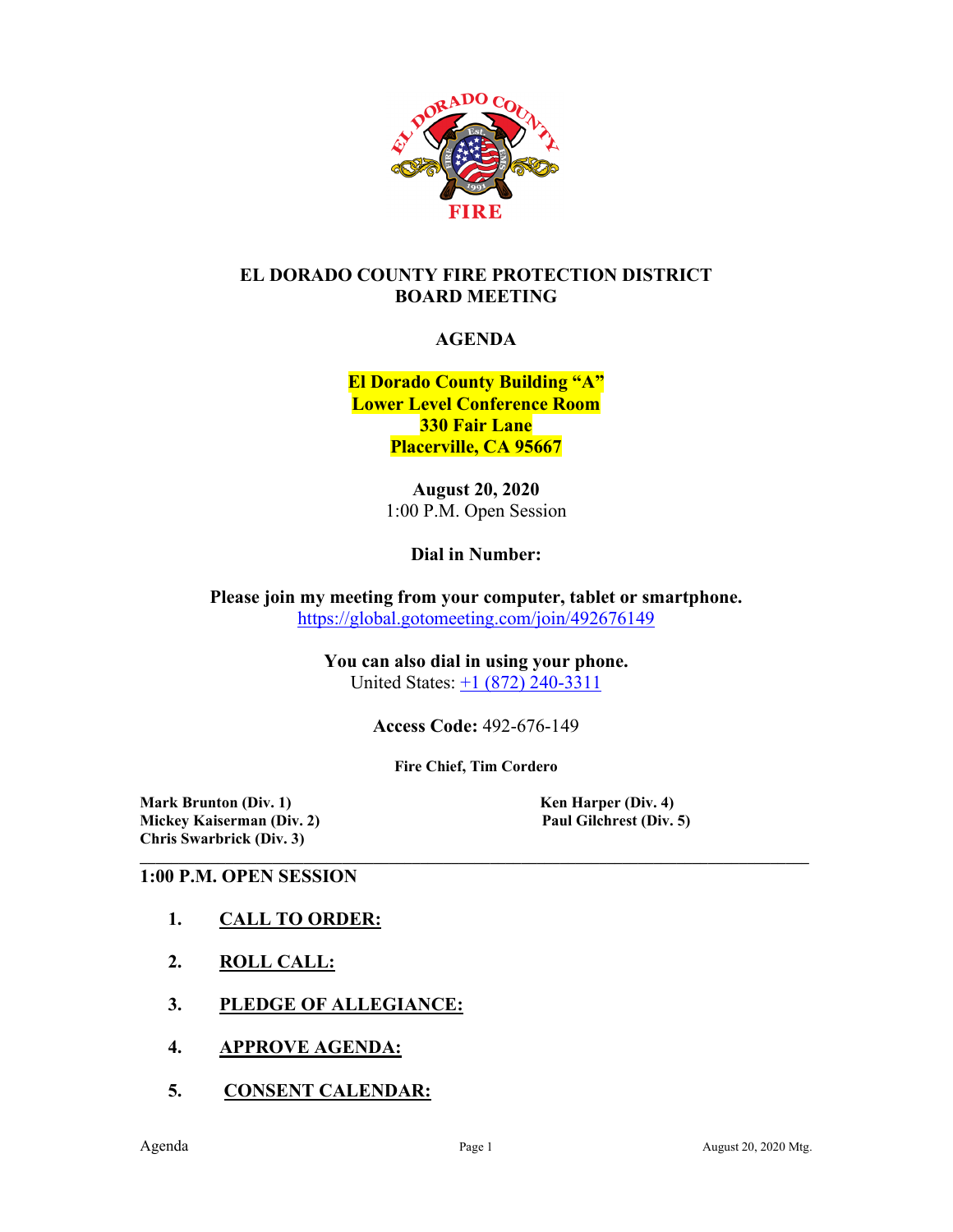# EL DORADO COUNTY FIRE PROTECTION DISTRICT
# BOARD MEETING

## AGENDA

**El Dorado County Building "A"**
**Lower Level Conference Room**
**330 Fair Lane**
**Placerville, CA 95667**

**August 20, 2020**
1:00 P.M. Open Session

**Dial in Number:**

**Please join my meeting from your computer, tablet or smartphone.**
https://global.gotomeeting.com/join/492676149

**You can also dial in using your phone.**
United States: +1 (872) 240-3311

**Access Code:** 492-676-149

**Fire Chief, Tim Cordero**

**Mark Brunton (Div. 1)**
**Mickey Kaiserman (Div. 2)**
**Chris Swarbrick (Div. 3)**
**Ken Harper (Div. 4)**
**Paul Gilchrest (Div. 5)**

---

## 1:00 P.M. OPEN SESSION

1. **CALL TO ORDER:**
2. **ROLL CALL:**
3. **PLEDGE OF ALLEGIANCE:**
4. **APPROVE AGENDA:**
5. **CONSENT CALENDAR:**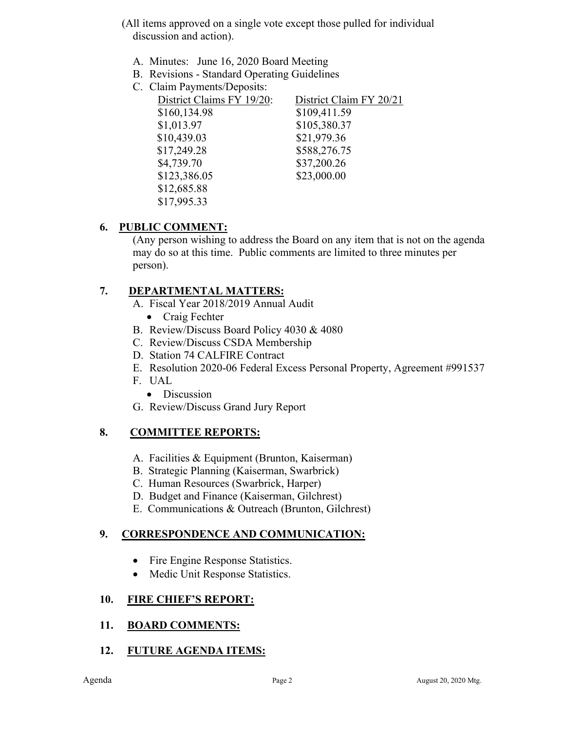(All items approved on a single vote except those pulled for individual discussion and action).

A. Minutes: June 16, 2020 Board Meeting
B. Revisions - Standard Operating Guidelines
C. Claim Payments/Deposits:

| District Claims FY 19/20: | District Claim FY 20/21 |
|---|---|
| $160,134.98 | $109,411.59 |
| $1,013.97 | $105,380.37 |
| $10,439.03 | $21,979.36 |
| $17,249.28 | $588,276.75 |
| $4,739.70 | $37,200.26 |
| $123,386.05 | $23,000.00 |
| $12,685.88 | |
| $17,995.33 | |

## 6. PUBLIC COMMENT:

(Any person wishing to address the Board on any item that is not on the agenda may do so at this time. Public comments are limited to three minutes per person).

## 7. DEPARTMENTAL MATTERS:

A. Fiscal Year 2018/2019 Annual Audit
   - Craig Fechter

B. Review/Discuss Board Policy 4030 & 4080
C. Review/Discuss CSDA Membership
D. Station 74 CALFIRE Contract
E. Resolution 2020-06 Federal Excess Personal Property, Agreement #991537
F. UAL
   - Discussion

G. Review/Discuss Grand Jury Report

## 8. COMMITTEE REPORTS:

A. Facilities & Equipment (Brunton, Kaiserman)
B. Strategic Planning (Kaiserman, Swarbrick)
C. Human Resources (Swarbrick, Harper)
D. Budget and Finance (Kaiserman, Gilchrest)
E. Communications & Outreach (Brunton, Gilchrest)

## 9. CORRESPONDENCE AND COMMUNICATION:

- Fire Engine Response Statistics.
- Medic Unit Response Statistics.

## 10. FIRE CHIEF'S REPORT:

## 11. BOARD COMMENTS:

## 12. FUTURE AGENDA ITEMS: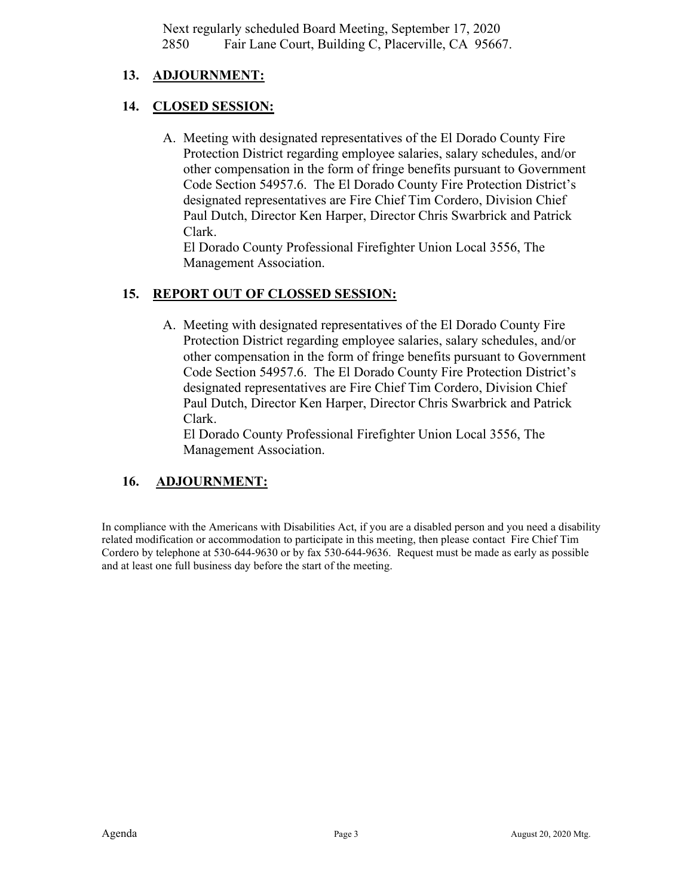Next regularly scheduled Board Meeting, September 17, 2020
2850 Fair Lane Court, Building C, Placerville, CA 95667.

## 13. ADJOURNMENT:

## 14. CLOSED SESSION:

A. Meeting with designated representatives of the El Dorado County Fire Protection District regarding employee salaries, salary schedules, and/or other compensation in the form of fringe benefits pursuant to Government Code Section 54957.6. The El Dorado County Fire Protection District's designated representatives are Fire Chief Tim Cordero, Division Chief Paul Dutch, Director Ken Harper, Director Chris Swarbrick and Patrick Clark.
El Dorado County Professional Firefighter Union Local 3556, The Management Association.

## 15. REPORT OUT OF CLOSSED SESSION:

A. Meeting with designated representatives of the El Dorado County Fire Protection District regarding employee salaries, salary schedules, and/or other compensation in the form of fringe benefits pursuant to Government Code Section 54957.6. The El Dorado County Fire Protection District's designated representatives are Fire Chief Tim Cordero, Division Chief Paul Dutch, Director Ken Harper, Director Chris Swarbrick and Patrick Clark.
El Dorado County Professional Firefighter Union Local 3556, The Management Association.

## 16. ADJOURNMENT:

In compliance with the Americans with Disabilities Act, if you are a disabled person and you need a disability related modification or accommodation to participate in this meeting, then please contact Fire Chief Tim Cordero by telephone at 530-644-9630 or by fax 530-644-9636. Request must be made as early as possible and at least one full business day before the start of the meeting.